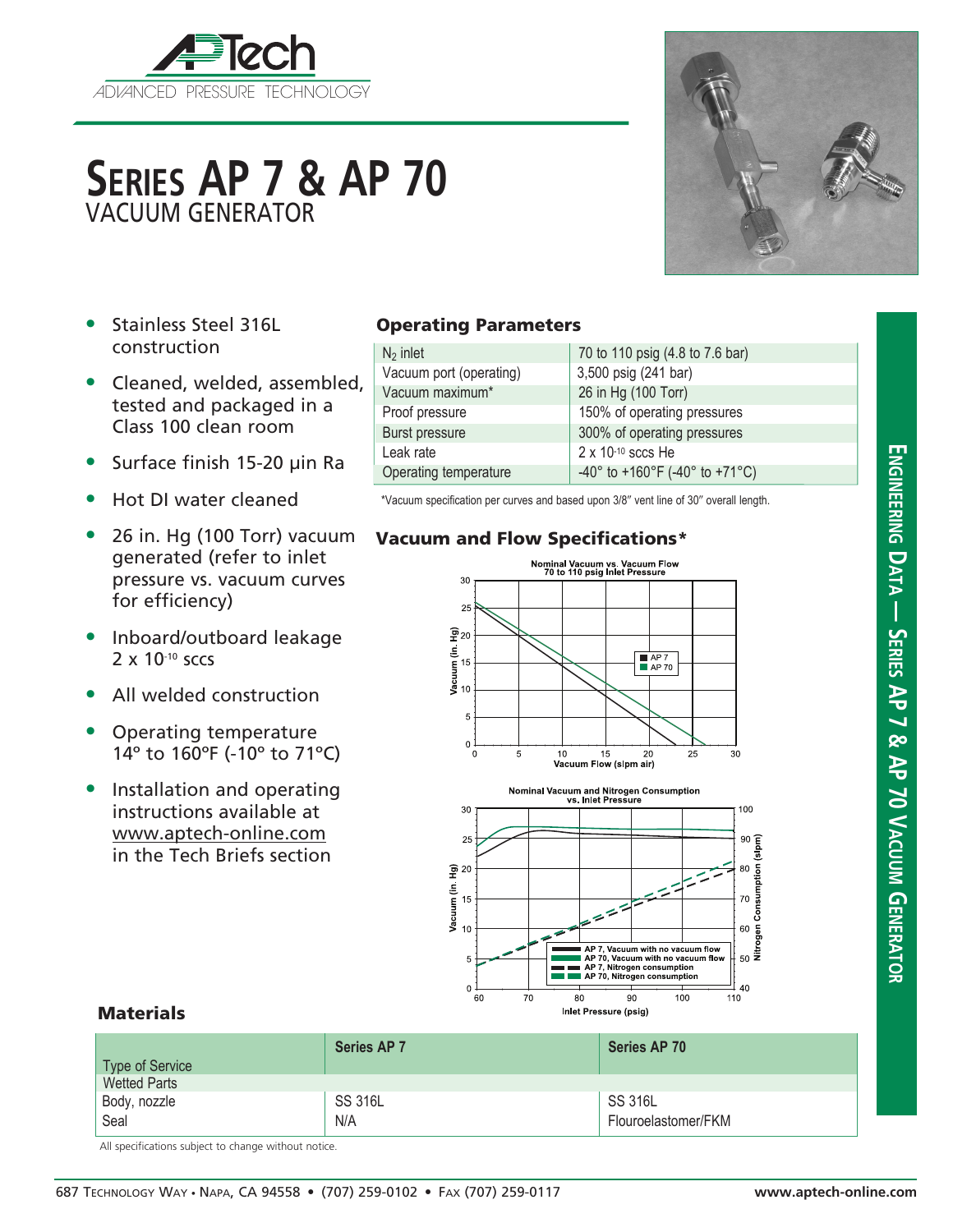# Series AP 7 & AP 70

## VACUUM GENERATOR

- Stainless Steel 316L construction
- Cleaned, welded, assembled, tested and packaged in a Class 100 clean room
- Surface finish 15-20 µin Ra
- Hot DI water cleaned
- 26 in. Hg (100 Torr) vacuum generated (refer to inlet pressure vs. vacuum curves for efficiency)
- Inboard/outboard leakage 2 x $10^{-10}$ sccs
- All welded construction
- Operating temperature 14° to 160°F (-10° to 71°C)
- Installation and operating instructions available at www.aptech-online.com in the Tech Briefs section

### Operating Parameters

| | |
|---|---|
| $N_2$ inlet | 70 to 110 psig (4.8 to 7.6 bar) |
| Vacuum port (operating) | 3,500 psig (241 bar) |
| Vacuum maximum* | 26 in Hg (100 Torr) |
| Proof pressure | 150% of operating pressures |
| Burst pressure | 300% of operating pressures |
| Leak rate | 2 x $10^{-10}$ sccs He |
| Operating temperature | -40° to +160°F (-40° to +71°C) |

*Vacuum specification per curves and based upon 3/8″ vent line of 30″ overall length.

### Vacuum and Flow Specifications*

Nominal Vacuum vs. Vacuum Flow
70 to 110 psig Inlet Pressure

Nominal Vacuum and Nitrogen Consumption
vs. Inlet Pressure

### Materials

| Type of Service | Series AP 7 | Series AP 70 |
|---|---|---|
| Wetted Parts | | |
| Body, nozzle | SS 316L | SS 316L |
| Seal | N/A | Flouroelastomer/FKM |

All specifications subject to change without notice.

Engineering Data — Series AP 7 & AP 70 Vacuum Generator

687 Technology Way • Napa, CA 94558 • (707) 259-0102 • Fax (707) 259-0117 www.aptech-online.com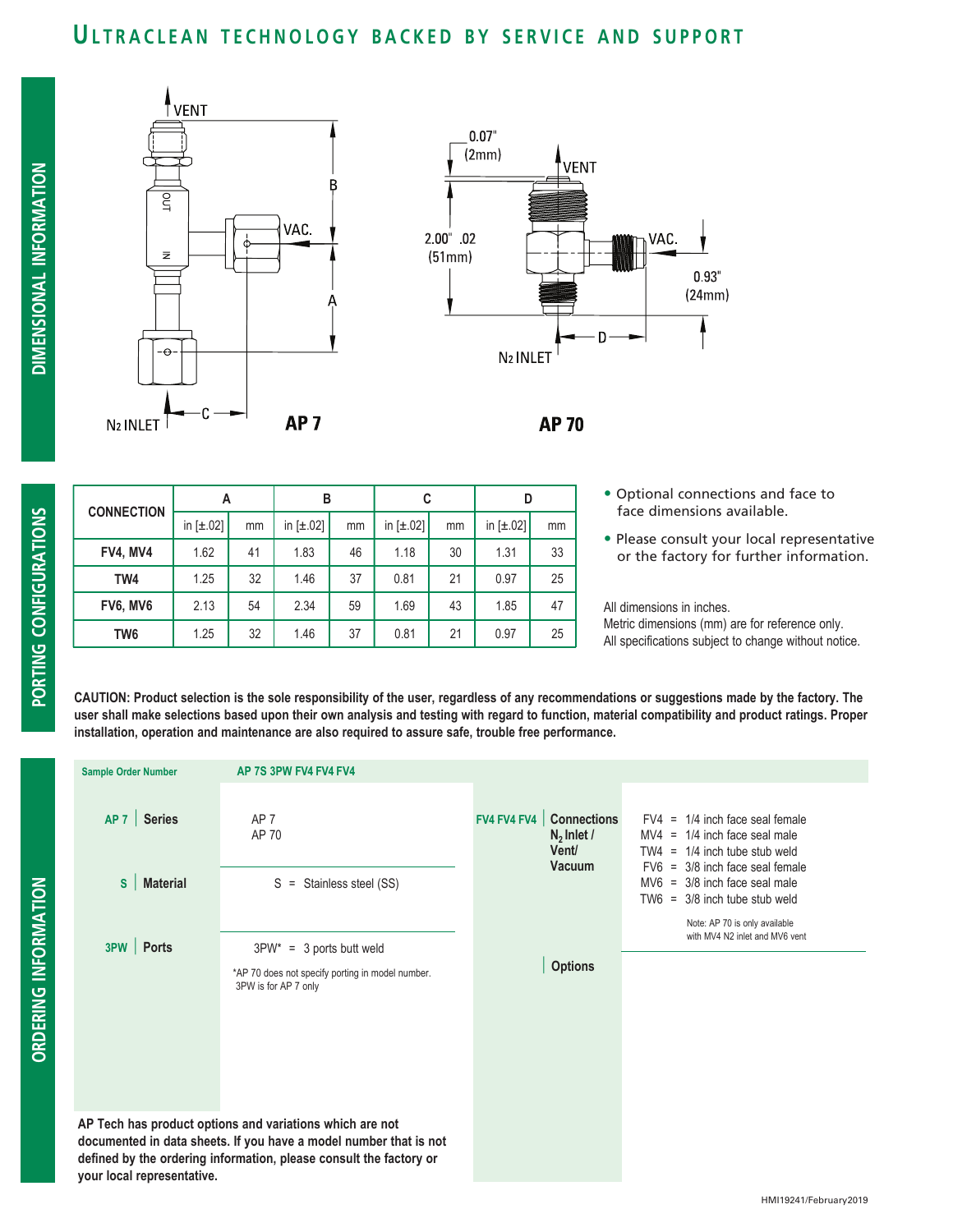## ULTRACLEAN TECHNOLOGY BACKED BY SERVICE AND SUPPORT

## DIMENSIONAL INFORMATION

VENT

B

VAC.

A

N2 INLET

C

AP 7

0.07"
(2mm)

VENT

2.00" .02
(51mm)

VAC.

0.93"
(24mm)

D

N2 INLET

AP 70

## PORTING CONFIGURATIONS

| CONNECTION | A | | B | | C | | D | |
|---|---|---|---|---|---|---|---|---|
| | in [±.02] | mm | in [±.02] | mm | in [±.02] | mm | in [±.02] | mm |
| FV4, MV4 | 1.62 | 41 | 1.83 | 46 | 1.18 | 30 | 1.31 | 33 |
| TW4 | 1.25 | 32 | 1.46 | 37 | 0.81 | 21 | 0.97 | 25 |
| FV6, MV6 | 2.13 | 54 | 2.34 | 59 | 1.69 | 43 | 1.85 | 47 |
| TW6 | 1.25 | 32 | 1.46 | 37 | 0.81 | 21 | 0.97 | 25 |

- Optional connections and face to face dimensions available.
- Please consult your local representative or the factory for further information.

All dimensions in inches.
Metric dimensions (mm) are for reference only.
All specifications subject to change without notice.

**CAUTION: Product selection is the sole responsibility of the user, regardless of any recommendations or suggestions made by the factory. The user shall make selections based upon their own analysis and testing with regard to function, material compatibility and product ratings. Proper installation, operation and maintenance are also required to assure safe, trouble free performance.**

## ORDERING INFORMATION

**Sample Order Number** **AP 7S 3PW FV4 FV4 FV4**

**AP 7 | Series**
- AP 7
- AP 70

**S | Material**
- S = Stainless steel (SS)

**3PW | Ports**
- 3PW* = 3 ports butt weld

*AP 70 does not specify porting in model number. 3PW is for AP 7 only

**FV4 FV4 FV4 | Connections $N_2$ Inlet / Vent/ Vacuum**
- FV4 = 1/4 inch face seal female
- MV4 = 1/4 inch face seal male
- TW4 = 1/4 inch tube stub weld
- FV6 = 3/8 inch face seal female
- MV6 = 3/8 inch face seal male
- TW6 = 3/8 inch tube stub weld

Note: AP 70 is only available with MV4 N2 inlet and MV6 vent

**| Options**

**AP Tech has product options and variations which are not documented in data sheets. If you have a model number that is not defined by the ordering information, please consult the factory or your local representative.**

HMI19241/February2019